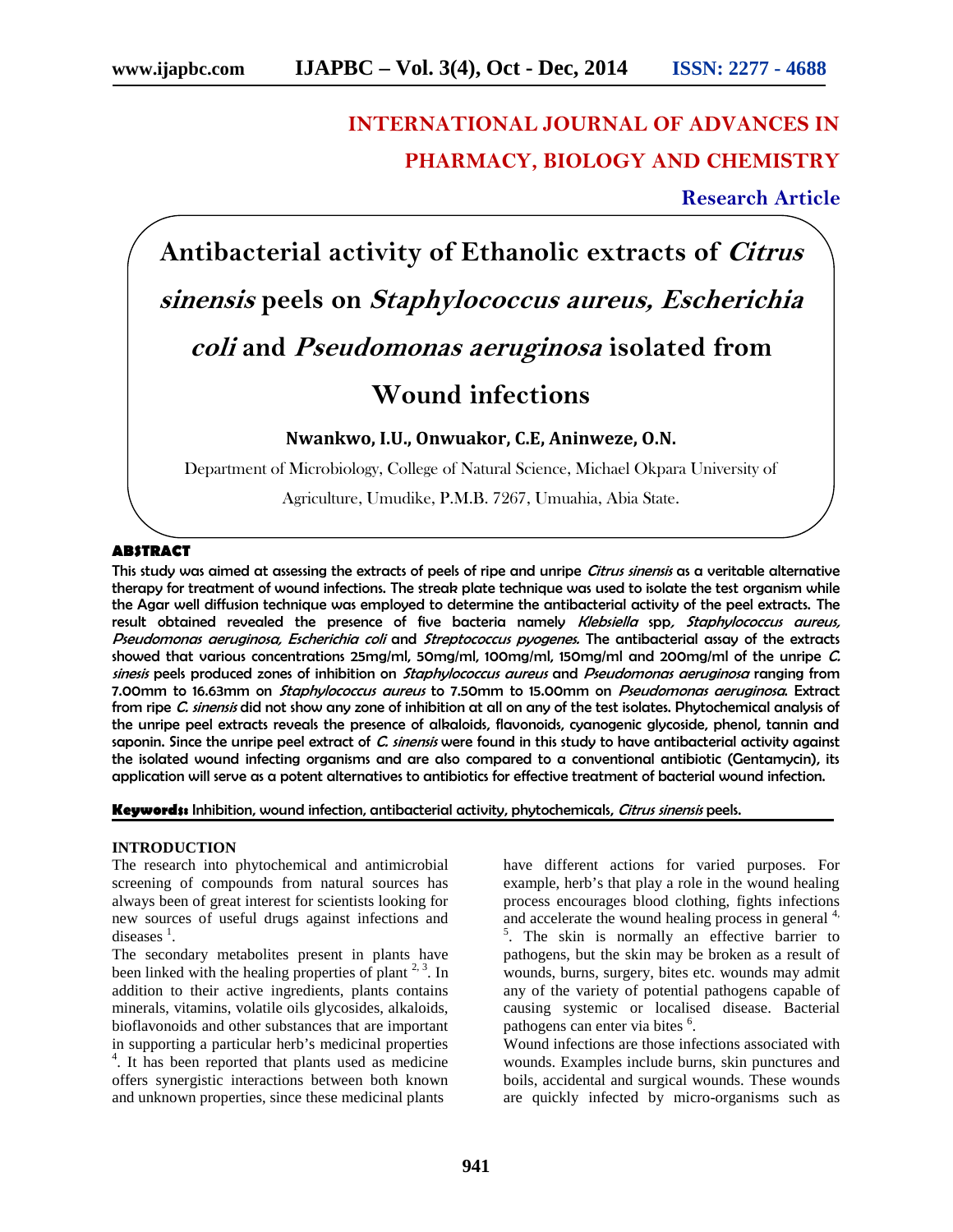# INTERNATIONAL JOURNAL OF ADVANCES IN PHARMACY, BIOLOGY AND CHEMISTRY

**Research Article**

# Antibacterial activity of Ethanolic extracts of *Citrus sinensis* peels on *Staphylococcus aureus, Escherichia coli* and *Pseudomonas aeruginosa* isolated from Wound infections

**Nwankwo, I.U., Onwuakor, C.E, Aninweze, O.N.**

Department of Microbiology, College of Natural Science, Michael Okpara University of Agriculture, Umudike, P.M.B. 7267, Umuahia, Abia State.

## ABSTRACT

**This study was aimed at assessing the extracts of peels of ripe and unripe *Citrus sinensis* as a veritable alternative therapy for treatment of wound infections. The streak plate technique was used to isolate the test organism while the Agar well diffusion technique was employed to determine the antibacterial activity of the peel extracts. The result obtained revealed the presence of five bacteria namely *Klebsiella* spp*, Staphylococcus aureus, Pseudomonas aeruginosa, Escherichia coli* and *Streptococcus pyogenes.* The antibacterial assay of the extracts showed that various concentrations 25mg/ml, 50mg/ml, 100mg/ml, 150mg/ml and 200mg/ml of the unripe *C. sinesis* peels produced zones of inhibition on *Staphylococcus aureus* and *Pseudomonas aeruginosa* ranging from 7.00mm to 16.63mm on *Staphylococcus aureus* to 7.50mm to 15.00mm on *Pseudomonas aeruginosa.* Extract from ripe *C. sinensis* did not show any zone of inhibition at all on any of the test isolates. Phytochemical analysis of the unripe peel extracts reveals the presence of alkaloids, flavonoids, cyanogenic glycoside, phenol, tannin and saponin. Since the unripe peel extract of *C. sinensis* were found in this study to have antibacterial activity against the isolated wound infecting organisms and are also compared to a conventional antibiotic (Gentamycin), its application will serve as a potent alternatives to antibiotics for effective treatment of bacterial wound infection.**

**Keywords:** Inhibition, wound infection, antibacterial activity, phytochemicals, *Citrus sinensis* peels.

## INTRODUCTION

The research into phytochemical and antimicrobial screening of compounds from natural sources has always been of great interest for scientists looking for new sources of useful drugs against infections and diseases [1].

The secondary metabolites present in plants have been linked with the healing properties of plant [2, 3]. In addition to their active ingredients, plants contains minerals, vitamins, volatile oils glycosides, alkaloids, bioflavonoids and other substances that are important in supporting a particular herb's medicinal properties [4]. It has been reported that plants used as medicine offers synergistic interactions between both known and unknown properties, since these medicinal plants have different actions for varied purposes. For example, herb's that play a role in the wound healing process encourages blood clothing, fights infections and accelerate the wound healing process in general [4, 5]. The skin is normally an effective barrier to pathogens, but the skin may be broken as a result of wounds, burns, surgery, bites etc. wounds may admit any of the variety of potential pathogens capable of causing systemic or localised disease. Bacterial pathogens can enter via bites [6].

Wound infections are those infections associated with wounds. Examples include burns, skin punctures and boils, accidental and surgical wounds. These wounds are quickly infected by micro-organisms such as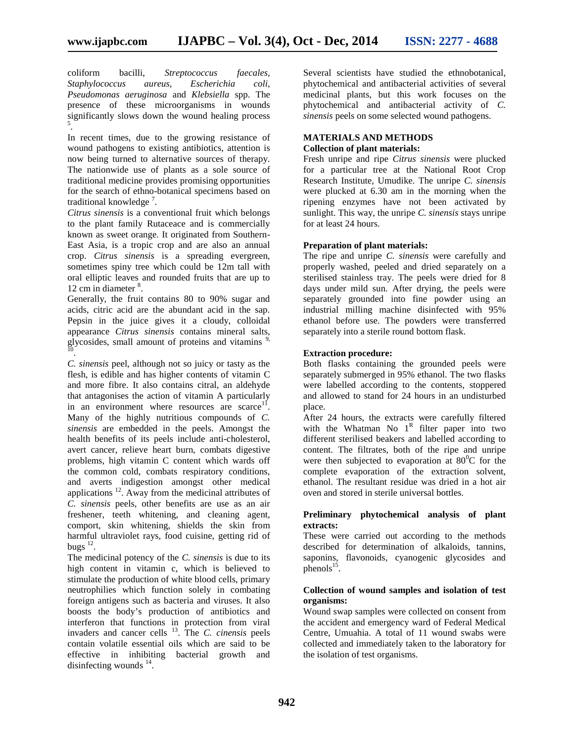coliform bacilli, *Streptococcus faecales, Staphylocococus aureus, Escherichia coli, Pseudomonas aeruginosa* and *Klebsiella* spp. The presence of these microorganisms in wounds significantly slows down the wound healing process [5].

In recent times, due to the growing resistance of wound pathogens to existing antibiotics, attention is now being turned to alternative sources of therapy. The nationwide use of plants as a sole source of traditional medicine provides promising opportunities for the search of ethno-botanical specimens based on traditional knowledge [7].

*Citrus sinensis* is a conventional fruit which belongs to the plant family Rutaceace and is commercially known as sweet orange. It originated from Southern-East Asia, is a tropic crop and are also an annual crop. *Citrus sinensis* is a spreading evergreen, sometimes spiny tree which could be 12m tall with oral elliptic leaves and rounded fruits that are up to 12 cm in diameter [8].

Generally, the fruit contains 80 to 90% sugar and acids, citric acid are the abundant acid in the sap. Pepsin in the juice gives it a cloudy, colloidal appearance *Citrus sinensis* contains mineral salts, glycosides, small amount of proteins and vitamins [9, 10].

*C. sinensis* peel, although not so juicy or tasty as the flesh, is edible and has higher contents of vitamin C and more fibre. It also contains citral, an aldehyde that antagonises the action of vitamin A particularly in an environment where resources are scarce[11]. Many of the highly nutritious compounds of *C. sinensis* are embedded in the peels. Amongst the health benefits of its peels include anti-cholesterol, avert cancer, relieve heart burn, combats digestive problems, high vitamin C content which wards off the common cold, combats respiratory conditions, and averts indigestion amongst other medical applications [12]. Away from the medicinal attributes of *C. sinensis* peels, other benefits are use as an air freshener, teeth whitening, and cleaning agent, comport, skin whitening, shields the skin from harmful ultraviolet rays, food cuisine, getting rid of bugs [12].

The medicinal potency of the *C. sinensis* is due to its high content in vitamin c, which is believed to stimulate the production of white blood cells, primary neutrophilies which function solely in combating foreign antigens such as bacteria and viruses. It also boosts the body's production of antibiotics and interferon that functions in protection from viral invaders and cancer cells [13]. The *C. cinensis* peels contain volatile essential oils which are said to be effective in inhibiting bacterial growth and disinfecting wounds [14].

Several scientists have studied the ethnobotanical, phytochemical and antibacterial activities of several medicinal plants, but this work focuses on the phytochemical and antibacterial activity of *C. sinensis* peels on some selected wound pathogens.

## MATERIALS AND METHODS

### Collection of plant materials:

Fresh unripe and ripe *Citrus sinensis* were plucked for a particular tree at the National Root Crop Research Institute, Umudike. The unripe *C. sinensis* were plucked at 6.30 am in the morning when the ripening enzymes have not been activated by sunlight. This way, the unripe *C. sinensis* stays unripe for at least 24 hours.

### Preparation of plant materials:

The ripe and unripe *C. sinensis* were carefully and properly washed, peeled and dried separately on a sterilised stainless tray. The peels were dried for 8 days under mild sun. After drying, the peels were separately grounded into fine powder using an industrial milling machine disinfected with 95% ethanol before use. The powders were transferred separately into a sterile round bottom flask.

### Extraction procedure:

Both flasks containing the grounded peels were separately submerged in 95% ethanol. The two flasks were labelled according to the contents, stoppered and allowed to stand for 24 hours in an undisturbed place.

After 24 hours, the extracts were carefully filtered with the Whatman No 1[R] filter paper into two different sterilised beakers and labelled according to content. The filtrates, both of the ripe and unripe were then subjected to evaporation at $80^0$C for the complete evaporation of the extraction solvent, ethanol. The resultant residue was dried in a hot air oven and stored in sterile universal bottles.

### Preliminary phytochemical analysis of plant extracts:

These were carried out according to the methods described for determination of alkaloids, tannins, saponins, flavonoids, cyanogenic glycosides and phenols[15].

### Collection of wound samples and isolation of test organisms:

Wound swap samples were collected on consent from the accident and emergency ward of Federal Medical Centre, Umuahia. A total of 11 wound swabs were collected and immediately taken to the laboratory for the isolation of test organisms.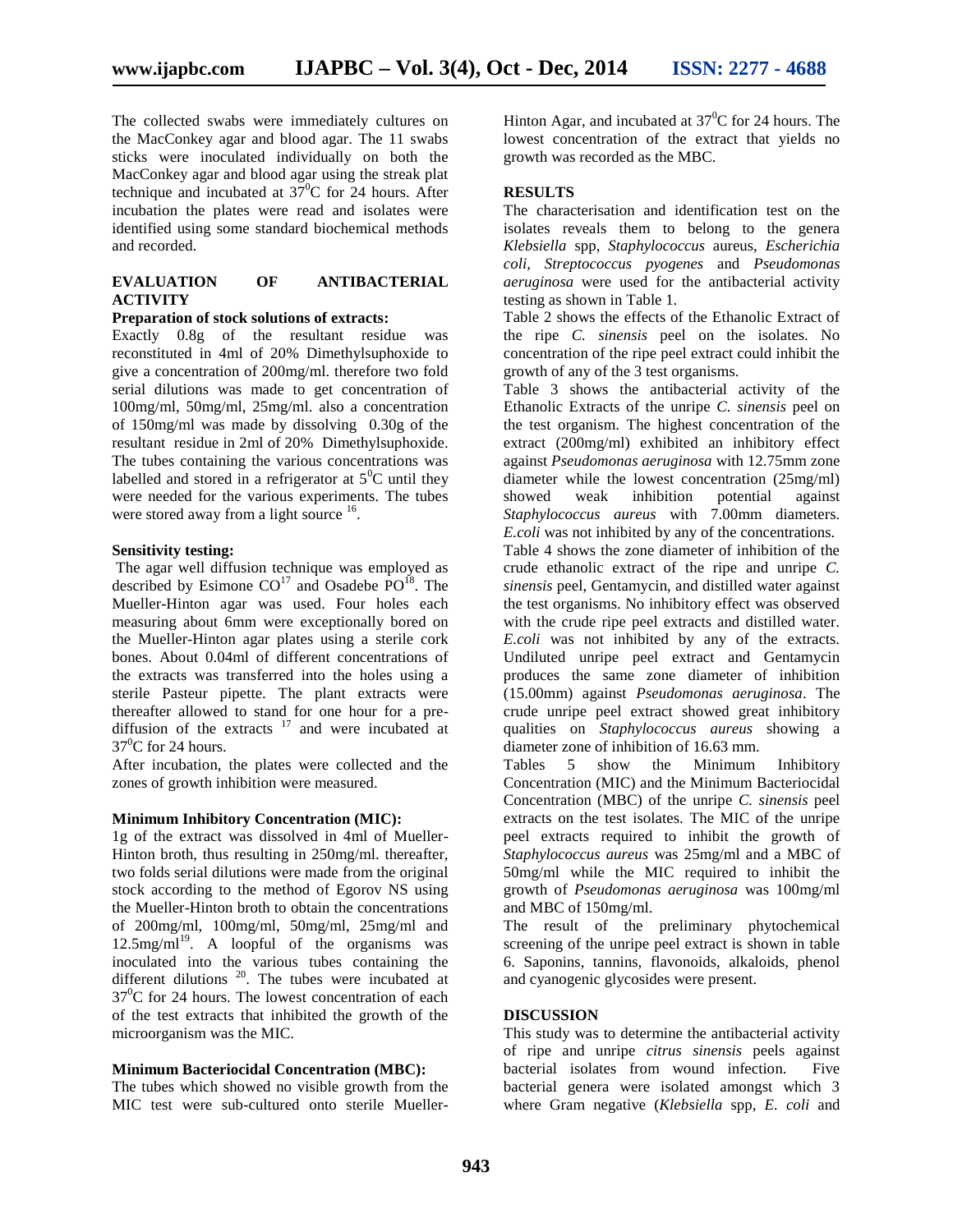The collected swabs were immediately cultures on the MacConkey agar and blood agar. The 11 swabs sticks were inoculated individually on both the MacConkey agar and blood agar using the streak plat technique and incubated at $37^0$C for 24 hours. After incubation the plates were read and isolates were identified using some standard biochemical methods and recorded.

## EVALUATION OF ANTIBACTERIAL ACTIVITY

### Preparation of stock solutions of extracts:

Exactly 0.8g of the resultant residue was reconstituted in 4ml of 20% Dimethylsuphoxide to give a concentration of 200mg/ml. therefore two fold serial dilutions was made to get concentration of 100mg/ml, 50mg/ml, 25mg/ml. also a concentration of 150mg/ml was made by dissolving 0.30g of the resultant residue in 2ml of 20% Dimethylsuphoxide. The tubes containing the various concentrations was labelled and stored in a refrigerator at $5^0$C until they were needed for the various experiments. The tubes were stored away from a light source [16].

### Sensitivity testing:

The agar well diffusion technique was employed as described by Esimone CO[17] and Osadebe PO[18]. The Mueller-Hinton agar was used. Four holes each measuring about 6mm were exceptionally bored on the Mueller-Hinton agar plates using a sterile cork bones. About 0.04ml of different concentrations of the extracts was transferred into the holes using a sterile Pasteur pipette. The plant extracts were thereafter allowed to stand for one hour for a pre-diffusion of the extracts [17] and were incubated at $37^0$C for 24 hours.

After incubation, the plates were collected and the zones of growth inhibition were measured.

### Minimum Inhibitory Concentration (MIC):

1g of the extract was dissolved in 4ml of Mueller-Hinton broth, thus resulting in 250mg/ml. thereafter, two folds serial dilutions were made from the original stock according to the method of Egorov NS using the Mueller-Hinton broth to obtain the concentrations of 200mg/ml, 100mg/ml, 50mg/ml, 25mg/ml and 12.5mg/ml[19]. A loopful of the organisms was inoculated into the various tubes containing the different dilutions [20]. The tubes were incubated at $37^0$C for 24 hours. The lowest concentration of each of the test extracts that inhibited the growth of the microorganism was the MIC.

### Minimum Bacteriocidal Concentration (MBC):

The tubes which showed no visible growth from the MIC test were sub-cultured onto sterile Mueller-Hinton Agar, and incubated at $37^0$C for 24 hours. The lowest concentration of the extract that yields no growth was recorded as the MBC.

## RESULTS

The characterisation and identification test on the isolates reveals them to belong to the genera *Klebsiella* spp, *Staphylococcus* aureus, *Escherichia coli*, *Streptococcus pyogenes* and *Pseudomonas aeruginosa* were used for the antibacterial activity testing as shown in Table 1.

Table 2 shows the effects of the Ethanolic Extract of the ripe *C. sinensis* peel on the isolates. No concentration of the ripe peel extract could inhibit the growth of any of the 3 test organisms.

Table 3 shows the antibacterial activity of the Ethanolic Extracts of the unripe *C. sinensis* peel on the test organism. The highest concentration of the extract (200mg/ml) exhibited an inhibitory effect against *Pseudomonas aeruginosa* with 12.75mm zone diameter while the lowest concentration (25mg/ml) showed weak inhibition potential against *Staphylococcus aureus* with 7.00mm diameters. *E.coli* was not inhibited by any of the concentrations.

Table 4 shows the zone diameter of inhibition of the crude ethanolic extract of the ripe and unripe *C. sinensis* peel, Gentamycin, and distilled water against the test organisms. No inhibitory effect was observed with the crude ripe peel extracts and distilled water. *E.coli* was not inhibited by any of the extracts. Undiluted unripe peel extract and Gentamycin produces the same zone diameter of inhibition (15.00mm) against *Pseudomonas aeruginosa*. The crude unripe peel extract showed great inhibitory qualities on *Staphylococcus aureus* showing a diameter zone of inhibition of 16.63 mm.

Tables 5 show the Minimum Inhibitory Concentration (MIC) and the Minimum Bacteriocidal Concentration (MBC) of the unripe *C. sinensis* peel extracts on the test isolates. The MIC of the unripe peel extracts required to inhibit the growth of *Staphylococcus aureus* was 25mg/ml and a MBC of 50mg/ml while the MIC required to inhibit the growth of *Pseudomonas aeruginosa* was 100mg/ml and MBC of 150mg/ml.

The result of the preliminary phytochemical screening of the unripe peel extract is shown in table 6. Saponins, tannins, flavonoids, alkaloids, phenol and cyanogenic glycosides were present.

## DISCUSSION

This study was to determine the antibacterial activity of ripe and unripe *citrus sinensis* peels against bacterial isolates from wound infection. Five bacterial genera were isolated amongst which 3 where Gram negative (*Klebsiella* spp, *E. coli* and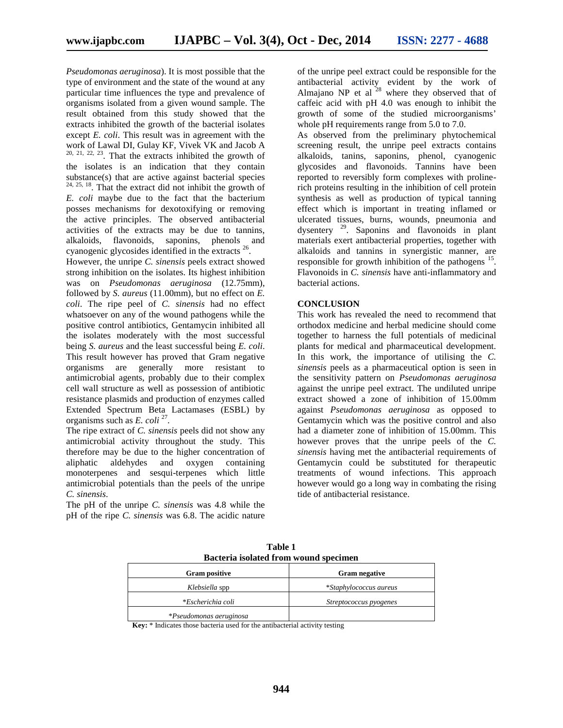*Pseudomonas aeruginosa*). It is most possible that the type of environment and the state of the wound at any particular time influences the type and prevalence of organisms isolated from a given wound sample. The result obtained from this study showed that the extracts inhibited the growth of the bacterial isolates except *E. coli*. This result was in agreement with the work of Lawal DI, Gulay KF, Vivek VK and Jacob A [20, 21, 22, 23]. That the extracts inhibited the growth of the isolates is an indication that they contain substance(s) that are active against bacterial species [24, 25, 18]. That the extract did not inhibit the growth of *E. coli* maybe due to the fact that the bacterium posses mechanisms for dexotoxifying or removing the active principles. The observed antibacterial activities of the extracts may be due to tannins, alkaloids, flavonoids, saponins, phenols and cyanogenic glycosides identified in the extracts [26].

However, the unripe *C. sinensis* peels extract showed strong inhibition on the isolates. Its highest inhibition was on *Pseudomonas aeruginosa* (12.75mm), followed by *S. aureus* (11.00mm), but no effect on *E. coli*. The ripe peel of *C. sinensis* had no effect whatsoever on any of the wound pathogens while the positive control antibiotics, Gentamycin inhibited all the isolates moderately with the most successful being *S. aureus* and the least successful being *E. coli*. This result however has proved that Gram negative organisms are generally more resistant to antimicrobial agents, probably due to their complex cell wall structure as well as possession of antibiotic resistance plasmids and production of enzymes called Extended Spectrum Beta Lactamases (ESBL) by organisms such as *E. coli* [27].

The ripe extract of *C. sinensis* peels did not show any antimicrobial activity throughout the study. This therefore may be due to the higher concentration of aliphatic aldehydes and oxygen containing monoterpenes and sesqui-terpenes which little antimicrobial potentials than the peels of the unripe *C. sinensis*.

The pH of the unripe *C. sinensis* was 4.8 while the pH of the ripe *C. sinensis* was 6.8. The acidic nature of the unripe peel extract could be responsible for the antibacterial activity evident by the work of Almajano NP et al [28] where they observed that of caffeic acid with pH 4.0 was enough to inhibit the growth of some of the studied microorganisms' whole pH requirements range from 5.0 to 7.0.

As observed from the preliminary phytochemical screening result, the unripe peel extracts contains alkaloids, tanins, saponins, phenol, cyanogenic glycosides and flavonoids. Tannins have been reported to reversibly form complexes with proline-rich proteins resulting in the inhibition of cell protein synthesis as well as production of typical tanning effect which is important in treating inflamed or ulcerated tissues, burns, wounds, pneumonia and dysentery [29]. Saponins and flavonoids in plant materials exert antibacterial properties, together with alkaloids and tannins in synergistic manner, are responsible for growth inhibition of the pathogens [15]. Flavonoids in *C. sinensis* have anti-inflammatory and bacterial actions.

## CONCLUSION

This work has revealed the need to recommend that orthodox medicine and herbal medicine should come together to harness the full potentials of medicinal plants for medical and pharmaceutical development. In this work, the importance of utilising the *C. sinensis* peels as a pharmaceutical option is seen in the sensitivity pattern on *Pseudomonas aeruginosa* against the unripe peel extract. The undiluted unripe extract showed a zone of inhibition of 15.00mm against *Pseudomonas aeruginosa* as opposed to Gentamycin which was the positive control and also had a diameter zone of inhibition of 15.00mm. This however proves that the unripe peels of the *C. sinensis* having met the antibacterial requirements of Gentamycin could be substituted for therapeutic treatments of wound infections. This approach however would go a long way in combating the rising tide of antibacterial resistance.

**Table 1**
**Bacteria isolated from wound specimen**

| Gram positive | Gram negative |
|---|---|
| *Klebsiella* spp | **Staphylococcus aureus* |
| **Escherichia coli* | *Streptococcus pyogenes* |
| **Pseudomonas aeruginosa* | |

**Key:** * Indicates those bacteria used for the antibacterial activity testing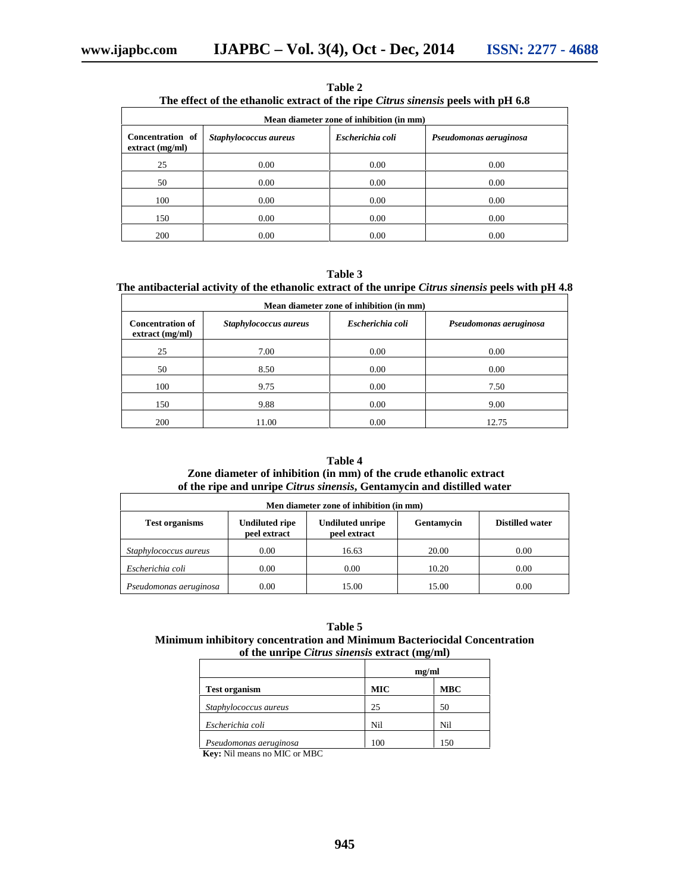**Table 2**
**The effect of the ethanolic extract of the ripe *Citrus sinensis* peels with pH 6.8**

| Mean diameter zone of inhibition (in mm) | | | |
|---|---|---|---|
| **Concentration of extract (mg/ml)** | ***Staphylococcus aureus*** | ***Escherichia coli*** | ***Pseudomonas aeruginosa*** |
| 25 | 0.00 | 0.00 | 0.00 |
| 50 | 0.00 | 0.00 | 0.00 |
| 100 | 0.00 | 0.00 | 0.00 |
| 150 | 0.00 | 0.00 | 0.00 |
| 200 | 0.00 | 0.00 | 0.00 |

**Table 3**
**The antibacterial activity of the ethanolic extract of the unripe *Citrus sinensis* peels with pH 4.8**

| Mean diameter zone of inhibition (in mm) | | | |
|---|---|---|---|
| **Concentration of extract (mg/ml)** | ***Staphylococcus aureus*** | ***Escherichia coli*** | ***Pseudomonas aeruginosa*** |
| 25 | 7.00 | 0.00 | 0.00 |
| 50 | 8.50 | 0.00 | 0.00 |
| 100 | 9.75 | 0.00 | 7.50 |
| 150 | 9.88 | 0.00 | 9.00 |
| 200 | 11.00 | 0.00 | 12.75 |

**Table 4**
**Zone diameter of inhibition (in mm) of the crude ethanolic extract of the ripe and unripe *Citrus sinensis*, Gentamycin and distilled water**

| Men diameter zone of inhibition (in mm) | | | | |
|---|---|---|---|---|
| **Test organisms** | **Undiluted ripe peel extract** | **Undiluted unripe peel extract** | **Gentamycin** | **Distilled water** |
| *Staphylococcus aureus* | 0.00 | 16.63 | 20.00 | 0.00 |
| *Escherichia coli* | 0.00 | 0.00 | 10.20 | 0.00 |
| *Pseudomonas aeruginosa* | 0.00 | 15.00 | 15.00 | 0.00 |

**Table 5**
**Minimum inhibitory concentration and Minimum Bacteriocidal Concentration of the unripe *Citrus sinensis* extract (mg/ml)**

| | mg/ml | |
|---|---|---|
| **Test organism** | **MIC** | **MBC** |
| *Staphylococcus aureus* | 25 | 50 |
| *Escherichia coli* | Nil | Nil |
| *Pseudomonas aeruginosa* | 100 | 150 |

**Key:** Nil means no MIC or MBC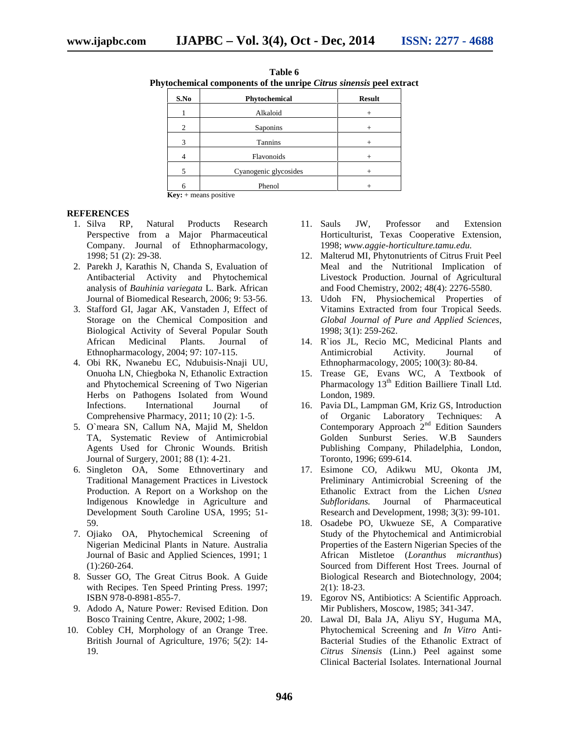**Table 6**
**Phytochemical components of the unripe *Citrus sinensis* peel extract**

| S.No | Phytochemical | Result |
|---|---|---|
| 1 | Alkaloid | + |
| 2 | Saponins | + |
| 3 | Tannins | + |
| 4 | Flavonoids | + |
| 5 | Cyanogenic glycosides | + |
| 6 | Phenol | + |

**Key:** + means positive

## REFERENCES

1. Silva RP, Natural Products Research Perspective from a Major Pharmaceutical Company. Journal of Ethnopharmacology, 1998; 51 (2): 29-38.
2. Parekh J, Karathis N, Chanda S, Evaluation of Antibacterial Activity and Phytochemical analysis of *Bauhinia variegata* L. Bark. African Journal of Biomedical Research, 2006; 9: 53-56.
3. Stafford GI, Jagar AK, Vanstaden J, Effect of Storage on the Chemical Composition and Biological Activity of Several Popular South African Medicinal Plants. Journal of Ethnopharmacology, 2004; 97: 107-115.
4. Obi RK, Nwanebu EC, Ndubuisis-Nnaji UU, Onuoha LN, Chiegboka N, Ethanolic Extraction and Phytochemical Screening of Two Nigerian Herbs on Pathogens Isolated from Wound Infections. International Journal of Comprehensive Pharmacy, 2011; 10 (2): 1-5.
5. O`meara SN, Callum NA, Majid M, Sheldon TA, Systematic Review of Antimicrobial Agents Used for Chronic Wounds. British Journal of Surgery, 2001; 88 (1): 4-21.
6. Singleton OA, Some Ethnovertinary and Traditional Management Practices in Livestock Production. A Report on a Workshop on the Indigenous Knowledge in Agriculture and Development South Caroline USA, 1995; 51-59.
7. Ojiako OA, Phytochemical Screening of Nigerian Medicinal Plants in Nature. Australia Journal of Basic and Applied Sciences, 1991; 1 (1):260-264.
8. Susser GO, The Great Citrus Book. A Guide with Recipes. Ten Speed Printing Press. 1997; ISBN 978-0-8981-855-7.
9. Adodo A, Nature Power*:* Revised Edition. Don Bosco Training Centre, Akure, 2002; 1-98.
10. Cobley CH, Morphology of an Orange Tree. British Journal of Agriculture, 1976; 5(2): 14-19.
11. Sauls JW, Professor and Extension Horticulturist, Texas Cooperative Extension, 1998; *www.aggie-horticulture.tamu.edu.*
12. Malterud MI, Phytonutrients of Citrus Fruit Peel Meal and the Nutritional Implication of Livestock Production. Journal of Agricultural and Food Chemistry, 2002; 48(4): 2276-5580.
13. Udoh FN, Physiochemical Properties of Vitamins Extracted from four Tropical Seeds. *Global Journal of Pure and Applied Sciences*, 1998; 3(1): 259-262.
14. R`ios JL, Recio MC, Medicinal Plants and Antimicrobial Activity. Journal of Ethnopharmacology, 2005; 100(3): 80-84.
15. Trease GE, Evans WC, A Textbook of Pharmacology 13th Edition Bailliere Tinall Ltd. London, 1989.
16. Pavia DL, Lampman GM, Kriz GS, Introduction of Organic Laboratory Techniques: A Contemporary Approach 2nd Edition Saunders Golden Sunburst Series. W.B Saunders Publishing Company, Philadelphia, London, Toronto, 1996; 699-614.
17. Esimone CO, Adikwu MU, Okonta JM, Preliminary Antimicrobial Screening of the Ethanolic Extract from the Lichen *Usnea Subfloridans.* Journal of Pharmaceutical Research and Development, 1998; 3(3): 99-101.
18. Osadebe PO, Ukwueze SE, A Comparative Study of the Phytochemical and Antimicrobial Properties of the Eastern Nigerian Species of the African Mistletoe (*Loranthus micranthus*) Sourced from Different Host Trees. Journal of Biological Research and Biotechnology, 2004; 2(1): 18-23.
19. Egorov NS, Antibiotics: A Scientific Approach. Mir Publishers, Moscow, 1985; 341-347.
20. Lawal DI, Bala JA, Aliyu SY, Huguma MA, Phytochemical Screening and *In Vitro* Anti-Bacterial Studies of the Ethanolic Extract of *Citrus Sinensis* (Linn.) Peel against some Clinical Bacterial Isolates. International Journal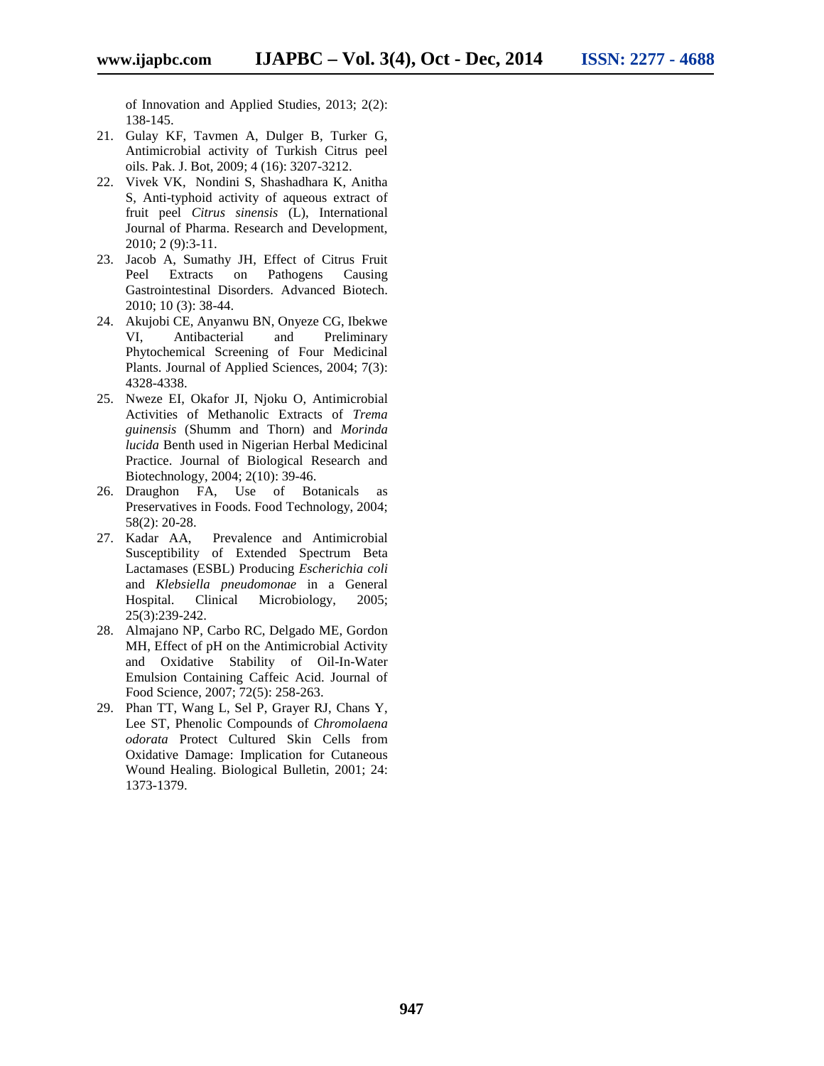of Innovation and Applied Studies, 2013; 2(2): 138-145.

21. Gulay KF, Tavmen A, Dulger B, Turker G, Antimicrobial activity of Turkish Citrus peel oils. Pak. J. Bot, 2009; 4 (16): 3207-3212.
22. Vivek VK, Nondini S, Shashadhara K, Anitha S, Anti-typhoid activity of aqueous extract of fruit peel *Citrus sinensis* (L), International Journal of Pharma. Research and Development, 2010; 2 (9):3-11.
23. Jacob A, Sumathy JH, Effect of Citrus Fruit Peel Extracts on Pathogens Causing Gastrointestinal Disorders. Advanced Biotech. 2010; 10 (3): 38-44.
24. Akujobi CE, Anyanwu BN, Onyeze CG, Ibekwe VI, Antibacterial and Preliminary Phytochemical Screening of Four Medicinal Plants. Journal of Applied Sciences, 2004; 7(3): 4328-4338.
25. Nweze EI, Okafor JI, Njoku O, Antimicrobial Activities of Methanolic Extracts of *Trema guinensis* (Shumm and Thorn) and *Morinda lucida* Benth used in Nigerian Herbal Medicinal Practice. Journal of Biological Research and Biotechnology, 2004; 2(10): 39-46.
26. Draughon FA, Use of Botanicals as Preservatives in Foods. Food Technology, 2004; 58(2): 20-28.
27. Kadar AA, Prevalence and Antimicrobial Susceptibility of Extended Spectrum Beta Lactamases (ESBL) Producing *Escherichia coli* and *Klebsiella pneudomonae* in a General Hospital. Clinical Microbiology, 2005; 25(3):239-242.
28. Almajano NP, Carbo RC, Delgado ME, Gordon MH, Effect of pH on the Antimicrobial Activity and Oxidative Stability of Oil-In-Water Emulsion Containing Caffeic Acid. Journal of Food Science, 2007; 72(5): 258-263.
29. Phan TT, Wang L, Sel P, Grayer RJ, Chans Y, Lee ST, Phenolic Compounds of *Chromolaena odorata* Protect Cultured Skin Cells from Oxidative Damage: Implication for Cutaneous Wound Healing. Biological Bulletin, 2001; 24: 1373-1379.